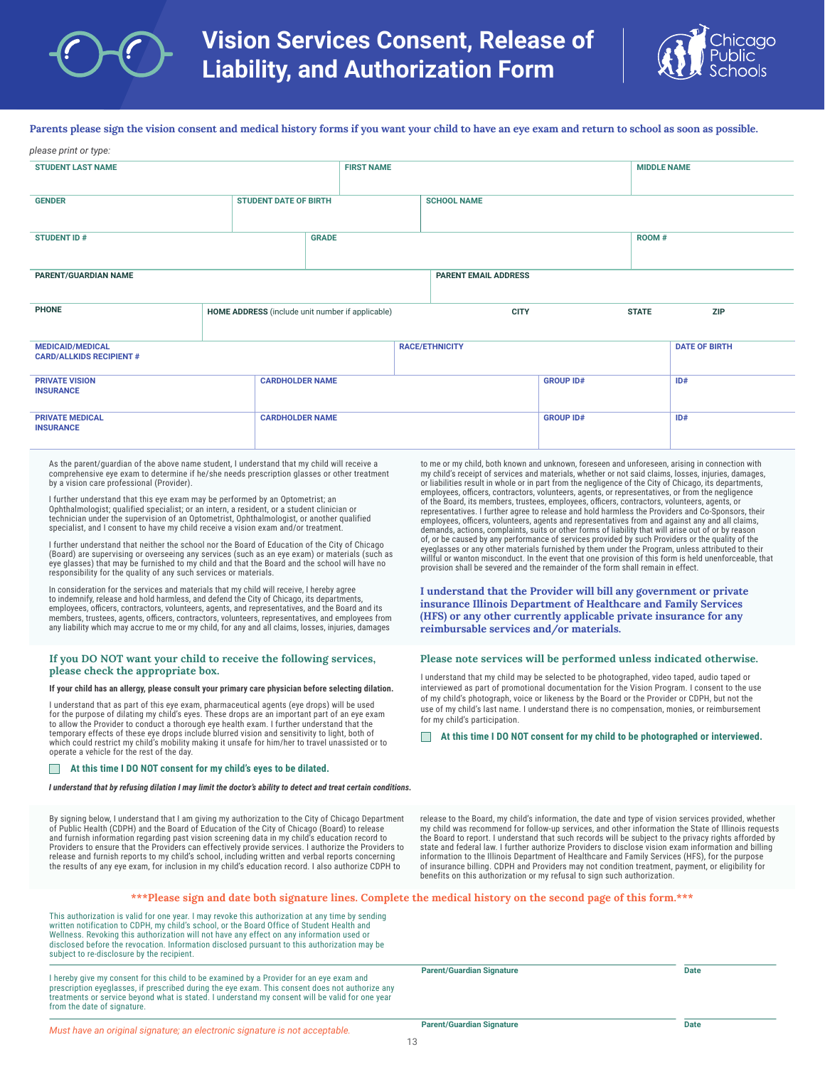# Vision Services Consent, Release of Liability, and Authorization Form

Chicago Public Schools

**Parents please sign the vision consent and medical history forms if you want your child to have an eye exam and return to school as soon as possible.**

*please print or type:*

| STUDENT LAST NAME | FIRST NAME | MIDDLE NAME |
|---|---|---|
| | | |

| GENDER | STUDENT DATE OF BIRTH | SCHOOL NAME |
|---|---|---|
| | | |

| STUDENT ID # | GRADE | ROOM # |
|---|---|---|
| | | |

| PARENT/GUARDIAN NAME | PARENT EMAIL ADDRESS |
|---|---|
| | |

| PHONE | HOME ADDRESS (include unit number if applicable) | CITY | STATE | ZIP |
|---|---|---|---|---|
| | | | | |

| MEDICAID/MEDICAL CARD/ALLKIDS RECIPIENT # | RACE/ETHNICITY | DATE OF BIRTH |
|---|---|---|
| | | |

| | CARDHOLDER NAME | GROUP ID# | ID# |
|---|---|---|---|
| PRIVATE VISION INSURANCE | | | |
| PRIVATE MEDICAL INSURANCE | | | |

As the parent/guardian of the above name student, I understand that my child will receive a comprehensive eye exam to determine if he/she needs prescription glasses or other treatment by a vision care professional (Provider).

I further understand that this eye exam may be performed by an Optometrist; an Ophthalmologist; qualified specialist; or an intern, a resident, or a student clinician or technician under the supervision of an Optometrist, Ophthalmologist, or another qualified specialist, and I consent to have my child receive a vision exam and/or treatment.

I further understand that neither the school nor the Board of Education of the City of Chicago (Board) are supervising or overseeing any services (such as an eye exam) or materials (such as eye glasses) that may be furnished to my child and that the Board and the school will have no responsibility for the quality of any such services or materials.

In consideration for the services and materials that my child will receive, I hereby agree to indemnify, release and hold harmless, and defend the City of Chicago, its departments, employees, officers, contractors, volunteers, agents, and representatives, and the Board and its members, trustees, agents, officers, contractors, volunteers, representatives, and employees from any liability which may accrue to me or my child, for any and all claims, losses, injuries, damages to me or my child, both known and unknown, foreseen and unforeseen, arising in connection with my child's receipt of services and materials, whether or not said claims, losses, injuries, damages, or liabilities result in whole or in part from the negligence of the City of Chicago, its departments, employees, officers, contractors, volunteers, agents, or representatives, or from the negligence of the Board, its members, trustees, employees, officers, contractors, volunteers, agents, or representatives. I further agree to release and hold harmless the Providers and Co-Sponsors, their employees, officers, volunteers, agents and representatives from and against any and all claims, demands, actions, complaints, suits or other forms of liability that will arise out of or by reason of, or be caused by any performance of services provided by such Providers or the quality of the eyeglasses or any other materials furnished by them under the Program, unless attributed to their willful or wanton misconduct. In the event that one provision of this form is held unenforceable, that provision shall be severed and the remainder of the form shall remain in effect.

**I understand that the Provider will bill any government or private insurance Illinois Department of Healthcare and Family Services (HFS) or any other currently applicable private insurance for any reimbursable services and/or materials.**

### If you DO NOT want your child to receive the following services, please check the appropriate box.

**If your child has an allergy, please consult your primary care physician before selecting dilation.**

I understand that as part of this eye exam, pharmaceutical agents (eye drops) will be used for the purpose of dilating my child's eyes. These drops are an important part of an eye exam to allow the Provider to conduct a thorough eye health exam. I further understand that the temporary effects of these eye drops include blurred vision and sensitivity to light, both of which could restrict my child's mobility making it unsafe for him/her to travel unassisted or to operate a vehicle for the rest of the day.

☐ **At this time I DO NOT consent for my child's eyes to be dilated.**

***I understand that by refusing dilation I may limit the doctor's ability to detect and treat certain conditions.***

### Please note services will be performed unless indicated otherwise.

I understand that my child may be selected to be photographed, video taped, audio taped or interviewed as part of promotional documentation for the Vision Program. I consent to the use of my child's photograph, voice or likeness by the Board or the Provider or CDPH, but not the use of my child's last name. I understand there is no compensation, monies, or reimbursement for my child's participation.

☐ **At this time I DO NOT consent for my child to be photographed or interviewed.**

By signing below, I understand that I am giving my authorization to the City of Chicago Department of Public Health (CDPH) and the Board of Education of the City of Chicago (Board) to release and furnish information regarding past vision screening data in my child's education record to Providers to ensure that the Providers can effectively provide services. I authorize the Providers to release and furnish reports to my child's school, including written and verbal reports concerning the results of any eye exam, for inclusion in my child's education record. I also authorize CDPH to release to the Board, my child's information, the date and type of vision services provided, whether my child was recommend for follow-up services, and other information the State of Illinois requests the Board to report. I understand that such records will be subject to the privacy rights afforded by state and federal law. I further authorize Providers to disclose vision exam information and billing information to the Illinois Department of Healthcare and Family Services (HFS), for the purpose of insurance billing. CDPH and Providers may not condition treatment, payment, or eligibility for benefits on this authorization or my refusal to sign such authorization.

**\*\*\*Please sign and date both signature lines. Complete the medical history on the second page of this form.\*\*\***

This authorization is valid for one year. I may revoke this authorization at any time by sending written notification to CDPH, my child's school, or the Board Office of Student Health and Wellness. Revoking this authorization will not have any effect on any information used or disclosed before the revocation. Information disclosed pursuant to this authorization may be subject to re-disclosure by the recipient.

Parent/Guardian Signature ______________________ Date __________

I hereby give my consent for this child to be examined by a Provider for an eye exam and prescription eyeglasses, if prescribed during the eye exam. This consent does not authorize any treatments or service beyond what is stated. I understand my consent will be valid for one year from the date of signature.

Parent/Guardian Signature ______________________ Date __________

*Must have an original signature; an electronic signature is not acceptable.*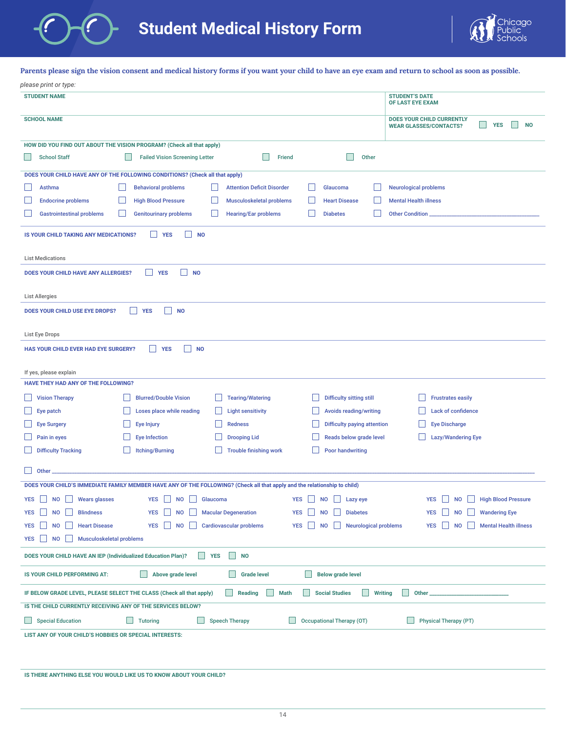# Student Medical History Form

**Parents please sign the vision consent and medical history forms if you want your child to have an eye exam and return to school as soon as possible.**

*please print or type:*

| | |
|---|---|
| STUDENT NAME | STUDENT'S DATE OF LAST EYE EXAM |
| SCHOOL NAME | DOES YOUR CHILD CURRENTLY WEAR GLASSES/CONTACTS? ☐ YES ☐ NO |

**HOW DID YOU FIND OUT ABOUT THE VISION PROGRAM? (Check all that apply)**

☐ School Staff ☐ Failed Vision Screening Letter ☐ Friend ☐ Other

**DOES YOUR CHILD HAVE ANY OF THE FOLLOWING CONDITIONS? (Check all that apply)**

| | | | | |
|---|---|---|---|---|
| ☐ Asthma | ☐ Behavioral problems | ☐ Attention Deficit Disorder | ☐ Glaucoma | ☐ Neurological problems |
| ☐ Endocrine problems | ☐ High Blood Pressure | ☐ Musculoskeletal problems | ☐ Heart Disease | ☐ Mental Health illness |
| ☐ Gastrointestinal problems | ☐ Genitourinary problems | ☐ Hearing/Ear problems | ☐ Diabetes | ☐ Other Condition ____________________ |

**IS YOUR CHILD TAKING ANY MEDICATIONS?** ☐ YES ☐ NO

List Medications

**DOES YOUR CHILD HAVE ANY ALLERGIES?** ☐ YES ☐ NO

List Allergies

**DOES YOUR CHILD USE EYE DROPS?** ☐ YES ☐ NO

List Eye Drops

**HAS YOUR CHILD EVER HAD EYE SURGERY?** ☐ YES ☐ NO

If yes, please explain

**HAVE THEY HAD ANY OF THE FOLLOWING?**

| | | | | |
|---|---|---|---|---|
| ☐ Vision Therapy | ☐ Blurred/Double Vision | ☐ Tearing/Watering | ☐ Difficulty sitting still | ☐ Frustrates easily |
| ☐ Eye patch | ☐ Loses place while reading | ☐ Light sensitivity | ☐ Avoids reading/writing | ☐ Lack of confidence |
| ☐ Eye Surgery | ☐ Eye Injury | ☐ Redness | ☐ Difficulty paying attention | ☐ Eye Discharge |
| ☐ Pain in eyes | ☐ Eye Infection | ☐ Drooping Lid | ☐ Reads below grade level | ☐ Lazy/Wandering Eye |
| ☐ Difficulty Tracking | ☐ Itching/Burning | ☐ Trouble finishing work | ☐ Poor handwriting | |

☐ Other ____________________________________________

**DOES YOUR CHILD'S IMMEDIATE FAMILY MEMBER HAVE ANY OF THE FOLLOWING? (Check all that apply and the relationship to child)**

| | | | |
|---|---|---|---|
| YES ☐ NO ☐ Wears glasses | YES ☐ NO ☐ Glaucoma | YES ☐ NO ☐ Lazy eye | YES ☐ NO ☐ High Blood Pressure |
| YES ☐ NO ☐ Blindness | YES ☐ NO ☐ Macular Degeneration | YES ☐ NO ☐ Diabetes | YES ☐ NO ☐ Wandering Eye |
| YES ☐ NO ☐ Heart Disease | YES ☐ NO ☐ Cardiovascular problems | YES ☐ NO ☐ Neurological problems | YES ☐ NO ☐ Mental Health illness |
| YES ☐ NO ☐ Musculoskeletal problems | | | |

**DOES YOUR CHILD HAVE AN IEP (Individualized Education Plan)?** ☐ YES ☐ NO

**IS YOUR CHILD PERFORMING AT:** ☐ Above grade level ☐ Grade level ☐ Below grade level

**IF BELOW GRADE LEVEL, PLEASE SELECT THE CLASS (Check all that apply)** ☐ Reading ☐ Math ☐ Social Studies ☐ Writing ☐ Other ____________________

**IS THE CHILD CURRENTLY RECEIVING ANY OF THE SERVICES BELOW?**

☐ Special Education ☐ Tutoring ☐ Speech Therapy ☐ Occupational Therapy (OT) ☐ Physical Therapy (PT)

**LIST ANY OF YOUR CHILD'S HOBBIES OR SPECIAL INTERESTS:**

**IS THERE ANYTHING ELSE YOU WOULD LIKE US TO KNOW ABOUT YOUR CHILD?**